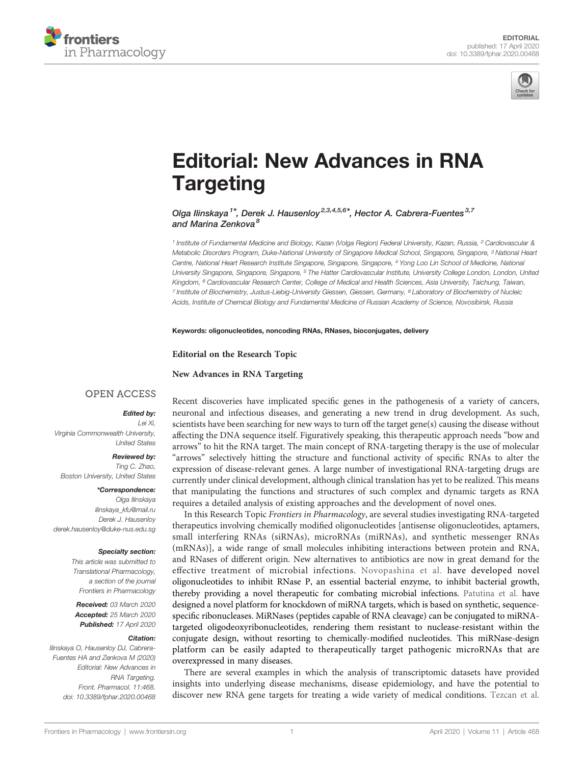EDITORIAL
published: 17 April 2020
doi: 10.3389/fphar.2020.00468

# Editorial: New Advances in RNA Targeting

Olga Ilinskaya[1]*, Derek J. Hausenloy[2,3,4,5,6]*, Hector A. Cabrera-Fuentes[3,7] and Marina Zenkova[8]

[1] Institute of Fundamental Medicine and Biology, Kazan (Volga Region) Federal University, Kazan, Russia, [2] Cardiovascular & Metabolic Disorders Program, Duke-National University of Singapore Medical School, Singapore, Singapore, [3] National Heart Centre, National Heart Research Institute Singapore, Singapore, Singapore, [4] Yong Loo Lin School of Medicine, National University Singapore, Singapore, Singapore, [5] The Hatter Cardiovascular Institute, University College London, London, United Kingdom, [6] Cardiovascular Research Center, College of Medical and Health Sciences, Asia University, Taichung, Taiwan, [7] Institute of Biochemistry, Justus-Liebig-University Giessen, Giessen, Germany, [8] Laboratory of Biochemistry of Nucleic Acids, Institute of Chemical Biology and Fundamental Medicine of Russian Academy of Science, Novosibirsk, Russia

**Keywords:** oligonucleotides, noncoding RNAs, RNases, bioconjugates, delivery

**Editorial on the Research Topic**

**New Advances in RNA Targeting**

OPEN ACCESS

***Edited by:***
Lei Xi,
Virginia Commonwealth University, United States

***Reviewed by:***
Ting C. Zhao,
Boston University, United States

***\*Correspondence:***
Olga Ilinskaya
ilinskaya_kfu@mail.ru
Derek J. Hausenloy
derek.hausenloy@duke-nus.edu.sg

***Specialty section:***
This article was submitted to Translational Pharmacology, a section of the journal Frontiers in Pharmacology

***Received:*** 03 March 2020
***Accepted:*** 25 March 2020
***Published:*** 17 April 2020

***Citation:***
Ilinskaya O, Hausenloy DJ, Cabrera-Fuentes HA and Zenkova M (2020) Editorial: New Advances in RNA Targeting. Front. Pharmacol. 11:468. doi: 10.3389/fphar.2020.00468

Recent discoveries have implicated specific genes in the pathogenesis of a variety of cancers, neuronal and infectious diseases, and generating a new trend in drug development. As such, scientists have been searching for new ways to turn off the target gene(s) causing the disease without affecting the DNA sequence itself. Figuratively speaking, this therapeutic approach needs "bow and arrows" to hit the RNA target. The main concept of RNA-targeting therapy is the use of molecular "arrows" selectively hitting the structure and functional activity of specific RNAs to alter the expression of disease-relevant genes. A large number of investigational RNA-targeting drugs are currently under clinical development, although clinical translation has yet to be realized. This means that manipulating the functions and structures of such complex and dynamic targets as RNA requires a detailed analysis of existing approaches and the development of novel ones.

In this Research Topic *Frontiers in Pharmacology*, are several studies investigating RNA-targeted therapeutics involving chemically modified oligonucleotides [antisense oligonucleotides, aptamers, small interfering RNAs (siRNAs), microRNAs (miRNAs), and synthetic messenger RNAs (mRNAs)], a wide range of small molecules inhibiting interactions between protein and RNA, and RNases of different origin. New alternatives to antibiotics are now in great demand for the effective treatment of microbial infections. Novopashina et al. have developed novel oligonucleotides to inhibit RNase P, an essential bacterial enzyme, to inhibit bacterial growth, thereby providing a novel therapeutic for combating microbial infections. Patutina et al. have designed a novel platform for knockdown of miRNA targets, which is based on synthetic, sequence-specific ribonucleases. MiRNases (peptides capable of RNA cleavage) can be conjugated to miRNA-targeted oligodeoxyribonucleotides, rendering them resistant to nuclease-resistant within the conjugate design, without resorting to chemically-modified nucleotides. This miRNase-design platform can be easily adapted to therapeutically target pathogenic microRNAs that are overexpressed in many diseases.

There are several examples in which the analysis of transcriptomic datasets have provided insights into underlying disease mechanisms, disease epidemiology, and have the potential to discover new RNA gene targets for treating a wide variety of medical conditions. Tezcan et al.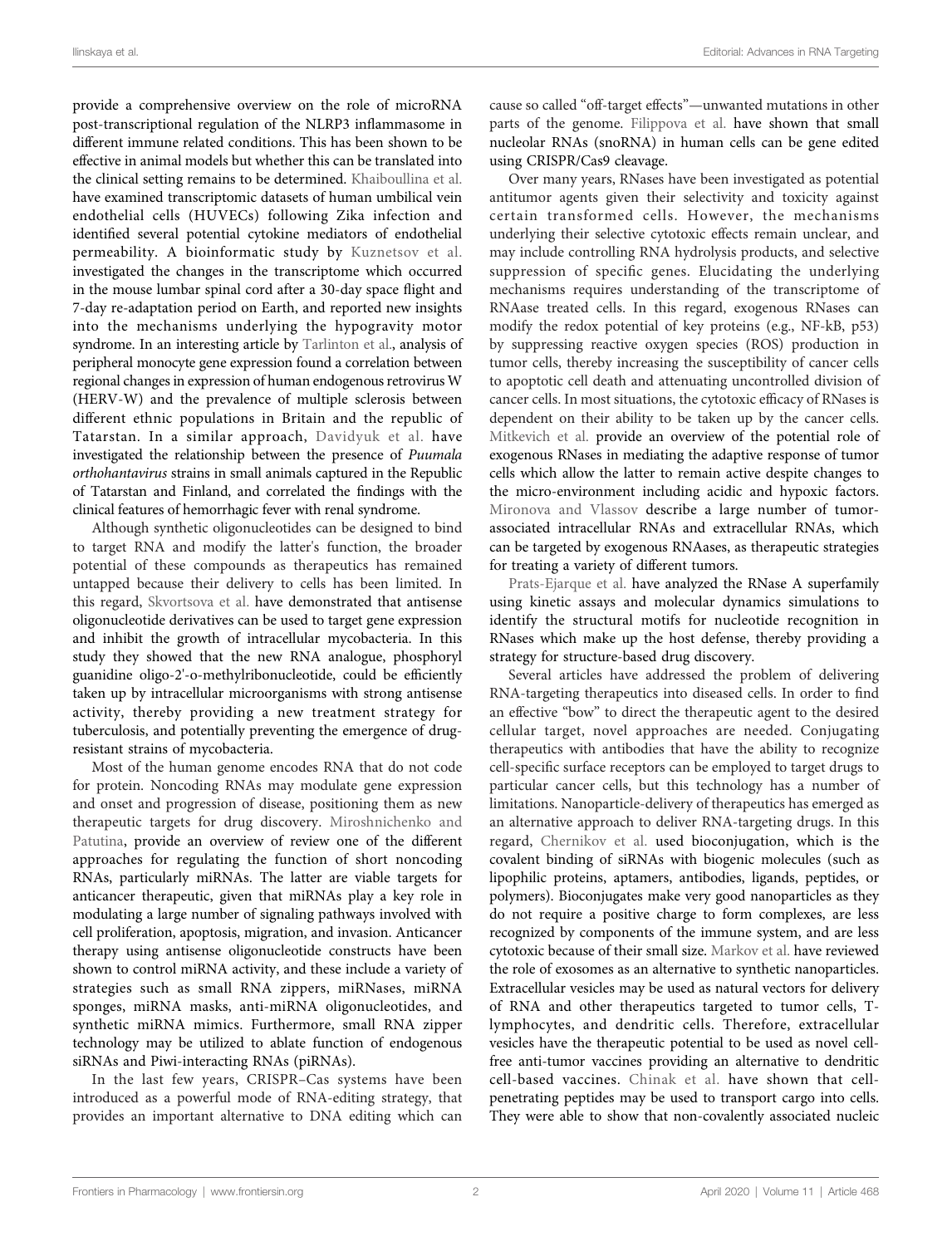provide a comprehensive overview on the role of microRNA post-transcriptional regulation of the NLRP3 inflammasome in different immune related conditions. This has been shown to be effective in animal models but whether this can be translated into the clinical setting remains to be determined. Khaiboullina et al. have examined transcriptomic datasets of human umbilical vein endothelial cells (HUVECs) following Zika infection and identified several potential cytokine mediators of endothelial permeability. A bioinformatic study by Kuznetsov et al. investigated the changes in the transcriptome which occurred in the mouse lumbar spinal cord after a 30-day space flight and 7-day re-adaptation period on Earth, and reported new insights into the mechanisms underlying the hypogravity motor syndrome. In an interesting article by Tarlinton et al., analysis of peripheral monocyte gene expression found a correlation between regional changes in expression of human endogenous retrovirus W (HERV-W) and the prevalence of multiple sclerosis between different ethnic populations in Britain and the republic of Tatarstan. In a similar approach, Davidyuk et al. have investigated the relationship between the presence of *Puumala orthohantavirus* strains in small animals captured in the Republic of Tatarstan and Finland, and correlated the findings with the clinical features of hemorrhagic fever with renal syndrome.

Although synthetic oligonucleotides can be designed to bind to target RNA and modify the latter's function, the broader potential of these compounds as therapeutics has remained untapped because their delivery to cells has been limited. In this regard, Skvortsova et al. have demonstrated that antisense oligonucleotide derivatives can be used to target gene expression and inhibit the growth of intracellular mycobacteria. In this study they showed that the new RNA analogue, phosphoryl guanidine oligo-2'-o-methylribonucleotide, could be efficiently taken up by intracellular microorganisms with strong antisense activity, thereby providing a new treatment strategy for tuberculosis, and potentially preventing the emergence of drug-resistant strains of mycobacteria.

Most of the human genome encodes RNA that do not code for protein. Noncoding RNAs may modulate gene expression and onset and progression of disease, positioning them as new therapeutic targets for drug discovery. Miroshnichenko and Patutina, provide an overview of review one of the different approaches for regulating the function of short noncoding RNAs, particularly miRNAs. The latter are viable targets for anticancer therapeutic, given that miRNAs play a key role in modulating a large number of signaling pathways involved with cell proliferation, apoptosis, migration, and invasion. Anticancer therapy using antisense oligonucleotide constructs have been shown to control miRNA activity, and these include a variety of strategies such as small RNA zippers, miRNases, miRNA sponges, miRNA masks, anti-miRNA oligonucleotides, and synthetic miRNA mimics. Furthermore, small RNA zipper technology may be utilized to ablate function of endogenous siRNAs and Piwi-interacting RNAs (piRNAs).

In the last few years, CRISPR–Cas systems have been introduced as a powerful mode of RNA-editing strategy, that provides an important alternative to DNA editing which can cause so called "off-target effects"—unwanted mutations in other parts of the genome. Filippova et al. have shown that small nucleolar RNAs (snoRNA) in human cells can be gene edited using CRISPR/Cas9 cleavage.

Over many years, RNases have been investigated as potential antitumor agents given their selectivity and toxicity against certain transformed cells. However, the mechanisms underlying their selective cytotoxic effects remain unclear, and may include controlling RNA hydrolysis products, and selective suppression of specific genes. Elucidating the underlying mechanisms requires understanding of the transcriptome of RNAase treated cells. In this regard, exogenous RNases can modify the redox potential of key proteins (e.g., NF-kB, p53) by suppressing reactive oxygen species (ROS) production in tumor cells, thereby increasing the susceptibility of cancer cells to apoptotic cell death and attenuating uncontrolled division of cancer cells. In most situations, the cytotoxic efficacy of RNases is dependent on their ability to be taken up by the cancer cells. Mitkevich et al. provide an overview of the potential role of exogenous RNases in mediating the adaptive response of tumor cells which allow the latter to remain active despite changes to the micro-environment including acidic and hypoxic factors. Mironova and Vlassov describe a large number of tumor-associated intracellular RNAs and extracellular RNAs, which can be targeted by exogenous RNAases, as therapeutic strategies for treating a variety of different tumors.

Prats-Ejarque et al. have analyzed the RNase A superfamily using kinetic assays and molecular dynamics simulations to identify the structural motifs for nucleotide recognition in RNases which make up the host defense, thereby providing a strategy for structure-based drug discovery.

Several articles have addressed the problem of delivering RNA-targeting therapeutics into diseased cells. In order to find an effective "bow" to direct the therapeutic agent to the desired cellular target, novel approaches are needed. Conjugating therapeutics with antibodies that have the ability to recognize cell-specific surface receptors can be employed to target drugs to particular cancer cells, but this technology has a number of limitations. Nanoparticle-delivery of therapeutics has emerged as an alternative approach to deliver RNA-targeting drugs. In this regard, Chernikov et al. used bioconjugation, which is the covalent binding of siRNAs with biogenic molecules (such as lipophilic proteins, aptamers, antibodies, ligands, peptides, or polymers). Bioconjugates make very good nanoparticles as they do not require a positive charge to form complexes, are less recognized by components of the immune system, and are less cytotoxic because of their small size. Markov et al. have reviewed the role of exosomes as an alternative to synthetic nanoparticles. Extracellular vesicles may be used as natural vectors for delivery of RNA and other therapeutics targeted to tumor cells, T-lymphocytes, and dendritic cells. Therefore, extracellular vesicles have the therapeutic potential to be used as novel cell-free anti-tumor vaccines providing an alternative to dendritic cell-based vaccines. Chinak et al. have shown that cell-penetrating peptides may be used to transport cargo into cells. They were able to show that non-covalently associated nucleic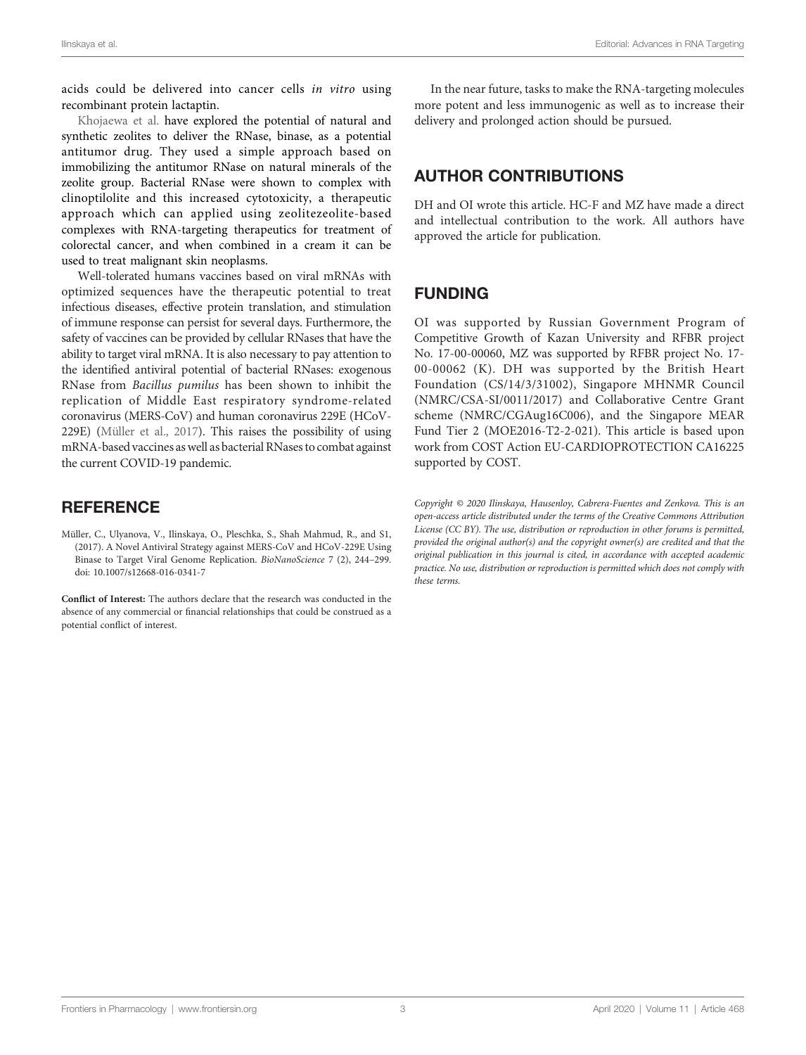acids could be delivered into cancer cells *in vitro* using recombinant protein lactaptin.

Khojaewa et al. have explored the potential of natural and synthetic zeolites to deliver the RNase, binase, as a potential antitumor drug. They used a simple approach based on immobilizing the antitumor RNase on natural minerals of the zeolite group. Bacterial RNase were shown to complex with clinoptilolite and this increased cytotoxicity, a therapeutic approach which can applied using zeolitezeolite-based complexes with RNA-targeting therapeutics for treatment of colorectal cancer, and when combined in a cream it can be used to treat malignant skin neoplasms.

Well-tolerated humans vaccines based on viral mRNAs with optimized sequences have the therapeutic potential to treat infectious diseases, effective protein translation, and stimulation of immune response can persist for several days. Furthermore, the safety of vaccines can be provided by cellular RNases that have the ability to target viral mRNA. It is also necessary to pay attention to the identified antiviral potential of bacterial RNases: exogenous RNase from *Bacillus pumilus* has been shown to inhibit the replication of Middle East respiratory syndrome-related coronavirus (MERS-CoV) and human coronavirus 229E (HCoV-229E) (Müller et al., 2017). This raises the possibility of using mRNA-based vaccines as well as bacterial RNases to combat against the current COVID-19 pandemic.

In the near future, tasks to make the RNA-targeting molecules more potent and less immunogenic as well as to increase their delivery and prolonged action should be pursued.

## REFERENCE

Müller, C., Ulyanova, V., Ilinskaya, O., Pleschka, S., Shah Mahmud, R., and S1, (2017). A Novel Antiviral Strategy against MERS-CoV and HCoV-229E Using Binase to Target Viral Genome Replication. *BioNanoScience* 7 (2), 244–299. doi: 10.1007/s12668-016-0341-7

**Conflict of Interest:** The authors declare that the research was conducted in the absence of any commercial or financial relationships that could be construed as a potential conflict of interest.

## AUTHOR CONTRIBUTIONS

DH and OI wrote this article. HC-F and MZ have made a direct and intellectual contribution to the work. All authors have approved the article for publication.

## FUNDING

OI was supported by Russian Government Program of Competitive Growth of Kazan University and RFBR project No. 17-00-00060, MZ was supported by RFBR project No. 17-00-00062 (K). DH was supported by the British Heart Foundation (CS/14/3/31002), Singapore MHNMR Council (NMRC/CSA-SI/0011/2017) and Collaborative Centre Grant scheme (NMRC/CGAug16C006), and the Singapore MEAR Fund Tier 2 (MOE2016-T2-2-021). This article is based upon work from COST Action EU-CARDIOPROTECTION CA16225 supported by COST.

*Copyright © 2020 Ilinskaya, Hausenloy, Cabrera-Fuentes and Zenkova. This is an open-access article distributed under the terms of the Creative Commons Attribution License (CC BY). The use, distribution or reproduction in other forums is permitted, provided the original author(s) and the copyright owner(s) are credited and that the original publication in this journal is cited, in accordance with accepted academic practice. No use, distribution or reproduction is permitted which does not comply with these terms.*